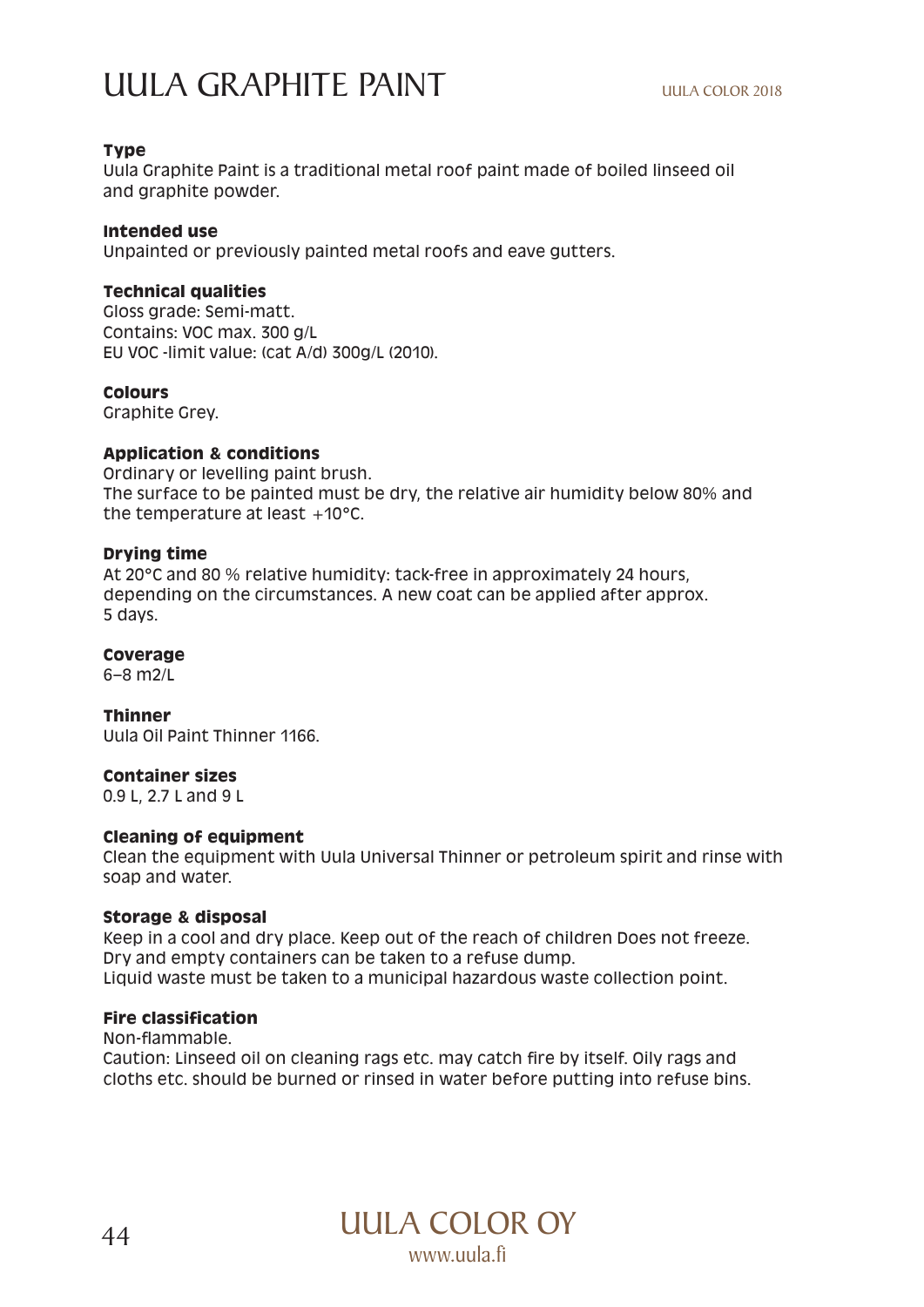# UULA GRAPHITE PAINT

UULA COLOR 2018

**Type**
Uula Graphite Paint is a traditional metal roof paint made of boiled linseed oil and graphite powder.

**Intended use**
Unpainted or previously painted metal roofs and eave gutters.

**Technical qualities**
Gloss grade: Semi-matt.
Contains: VOC max. 300 g/L
EU VOC -limit value: (cat A/d) 300g/L (2010).

**Colours**
Graphite Grey.

**Application & conditions**
Ordinary or levelling paint brush.
The surface to be painted must be dry, the relative air humidity below 80% and the temperature at least +10°C.

**Drying time**
At 20°C and 80 % relative humidity: tack-free in approximately 24 hours, depending on the circumstances. A new coat can be applied after approx. 5 days.

**Coverage**
6–8 m2/L

**Thinner**
Uula Oil Paint Thinner 1166.

**Container sizes**
0.9 L, 2.7 L and 9 L

**Cleaning of equipment**
Clean the equipment with Uula Universal Thinner or petroleum spirit and rinse with soap and water.

**Storage & disposal**
Keep in a cool and dry place. Keep out of the reach of children Does not freeze.
Dry and empty containers can be taken to a refuse dump.
Liquid waste must be taken to a municipal hazardous waste collection point.

**Fire classification**
Non-flammable.
Caution: Linseed oil on cleaning rags etc. may catch fire by itself. Oily rags and cloths etc. should be burned or rinsed in water before putting into refuse bins.

UULA COLOR OY
www.uula.fi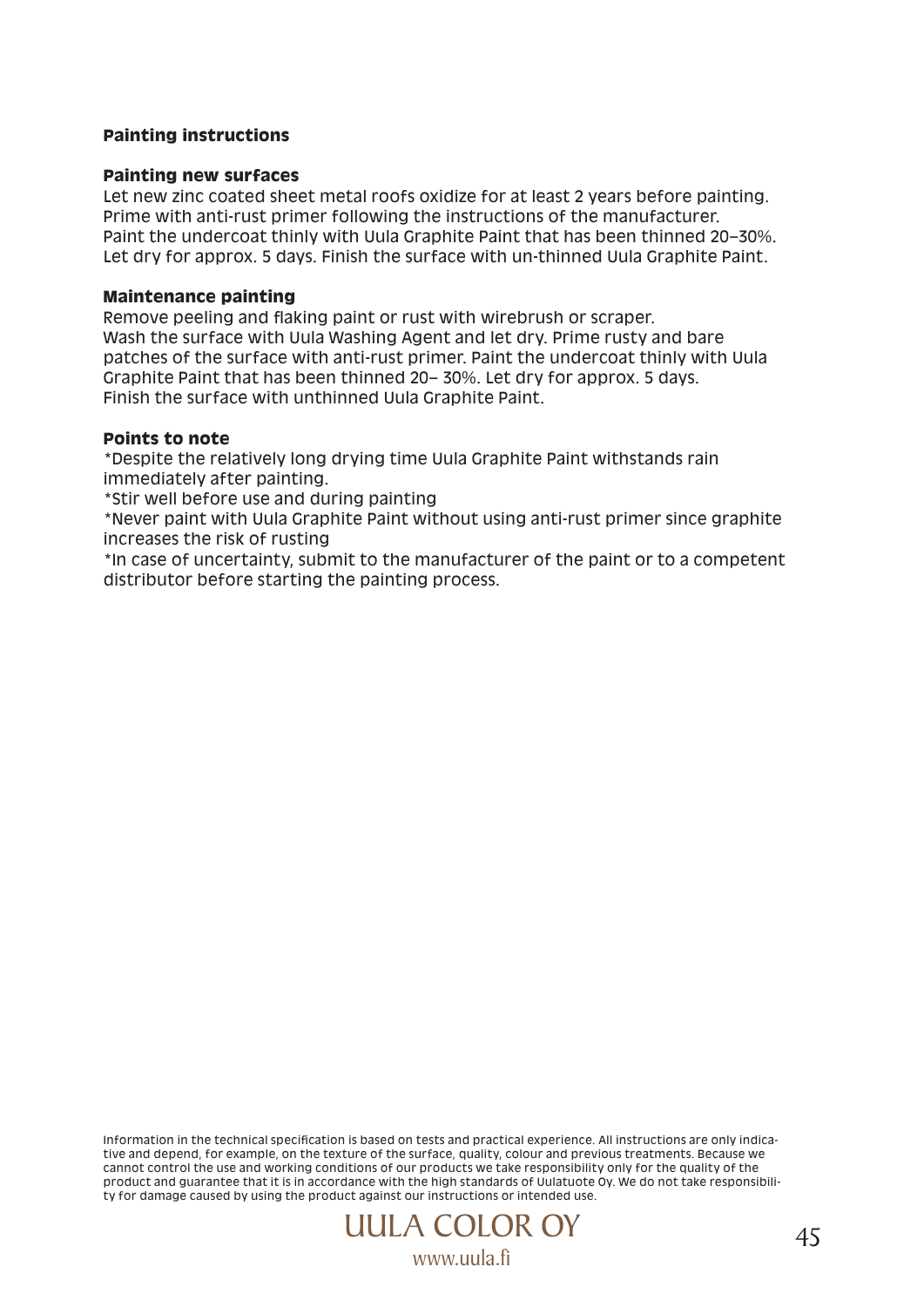## Painting instructions

### Painting new surfaces

Let new zinc coated sheet metal roofs oxidize for at least 2 years before painting.
Prime with anti-rust primer following the instructions of the manufacturer.
Paint the undercoat thinly with Uula Graphite Paint that has been thinned 20–30%.
Let dry for approx. 5 days. Finish the surface with un-thinned Uula Graphite Paint.

### Maintenance painting

Remove peeling and flaking paint or rust with wirebrush or scraper.
Wash the surface with Uula Washing Agent and let dry. Prime rusty and bare patches of the surface with anti-rust primer. Paint the undercoat thinly with Uula Graphite Paint that has been thinned 20– 30%. Let dry for approx. 5 days.
Finish the surface with unthinned Uula Graphite Paint.

### Points to note

*Despite the relatively long drying time Uula Graphite Paint withstands rain immediately after painting.

*Stir well before use and during painting

*Never paint with Uula Graphite Paint without using anti-rust primer since graphite increases the risk of rusting

*In case of uncertainty, submit to the manufacturer of the paint or to a competent distributor before starting the painting process.

Information in the technical specification is based on tests and practical experience. All instructions are only indicative and depend, for example, on the texture of the surface, quality, colour and previous treatments. Because we cannot control the use and working conditions of our products we take responsibility only for the quality of the product and guarantee that it is in accordance with the high standards of Uulatuote Oy. We do not take responsibility for damage caused by using the product against our instructions or intended use.

UULA COLOR OY

www.uula.fi